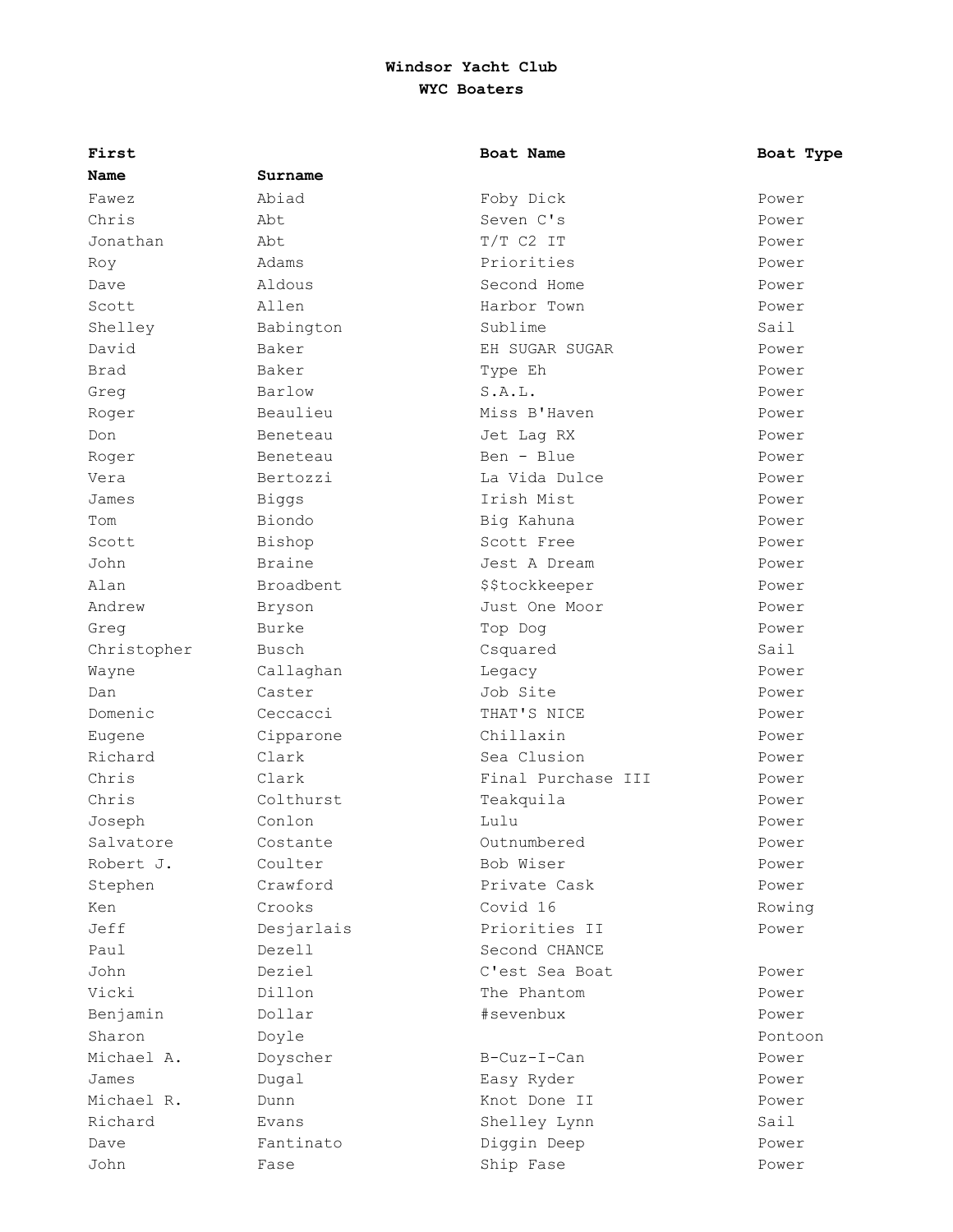# Windsor Yacht Club

## WYC Boaters

| First Name | Surname | Boat Name | Boat Type |
|---|---|---|---|
| Fawez | Abiad | Foby Dick | Power |
| Chris | Abt | Seven C's | Power |
| Jonathan | Abt | T/T C2 IT | Power |
| Roy | Adams | Priorities | Power |
| Dave | Aldous | Second Home | Power |
| Scott | Allen | Harbor Town | Power |
| Shelley | Babington | Sublime | Sail |
| David | Baker | EH SUGAR SUGAR | Power |
| Brad | Baker | Type Eh | Power |
| Greg | Barlow | S.A.L. | Power |
| Roger | Beaulieu | Miss B'Haven | Power |
| Don | Beneteau | Jet Lag RX | Power |
| Roger | Beneteau | Ben - Blue | Power |
| Vera | Bertozzi | La Vida Dulce | Power |
| James | Biggs | Irish Mist | Power |
| Tom | Biondo | Big Kahuna | Power |
| Scott | Bishop | Scott Free | Power |
| John | Braine | Jest A Dream | Power |
| Alan | Broadbent | $$tockkeeper | Power |
| Andrew | Bryson | Just One Moor | Power |
| Greg | Burke | Top Dog | Power |
| Christopher | Busch | Csquared | Sail |
| Wayne | Callaghan | Legacy | Power |
| Dan | Caster | Job Site | Power |
| Domenic | Ceccacci | THAT'S NICE | Power |
| Eugene | Cipparone | Chillaxin | Power |
| Richard | Clark | Sea Clusion | Power |
| Chris | Clark | Final Purchase III | Power |
| Chris | Colthurst | Teakquila | Power |
| Joseph | Conlon | Lulu | Power |
| Salvatore | Costante | Outnumbered | Power |
| Robert J. | Coulter | Bob Wiser | Power |
| Stephen | Crawford | Private Cask | Power |
| Ken | Crooks | Covid 16 | Rowing |
| Jeff | Desjarlais | Priorities II | Power |
| Paul | Dezell | Second CHANCE | |
| John | Deziel | C'est Sea Boat | Power |
| Vicki | Dillon | The Phantom | Power |
| Benjamin | Dollar | #sevenbux | Power |
| Sharon | Doyle | | Pontoon |
| Michael A. | Doyscher | B-Cuz-I-Can | Power |
| James | Dugal | Easy Ryder | Power |
| Michael R. | Dunn | Knot Done II | Power |
| Richard | Evans | Shelley Lynn | Sail |
| Dave | Fantinato | Diggin Deep | Power |
| John | Fase | Ship Fase | Power |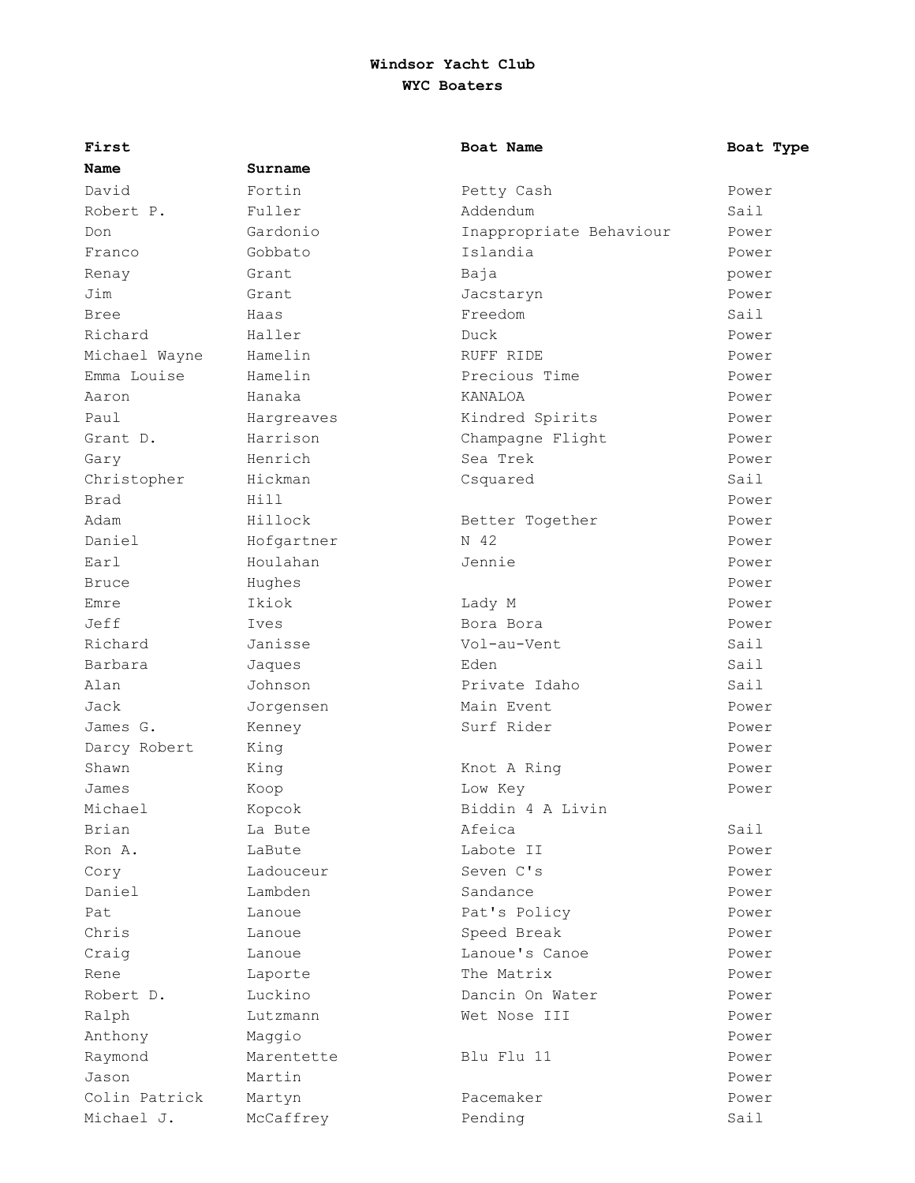**Windsor Yacht Club**
**WYC Boaters**

| First Name | Surname | Boat Name | Boat Type |
|---|---|---|---|
| David | Fortin | Petty Cash | Power |
| Robert P. | Fuller | Addendum | Sail |
| Don | Gardonio | Inappropriate Behaviour | Power |
| Franco | Gobbato | Islandia | Power |
| Renay | Grant | Baja | power |
| Jim | Grant | Jacstaryn | Power |
| Bree | Haas | Freedom | Sail |
| Richard | Haller | Duck | Power |
| Michael Wayne | Hamelin | RUFF RIDE | Power |
| Emma Louise | Hamelin | Precious Time | Power |
| Aaron | Hanaka | KANALOA | Power |
| Paul | Hargreaves | Kindred Spirits | Power |
| Grant D. | Harrison | Champagne Flight | Power |
| Gary | Henrich | Sea Trek | Power |
| Christopher | Hickman | Csquared | Sail |
| Brad | Hill | | Power |
| Adam | Hillock | Better Together | Power |
| Daniel | Hofgartner | N 42 | Power |
| Earl | Houlahan | Jennie | Power |
| Bruce | Hughes | | Power |
| Emre | Ikiok | Lady M | Power |
| Jeff | Ives | Bora Bora | Power |
| Richard | Janisse | Vol-au-Vent | Sail |
| Barbara | Jaques | Eden | Sail |
| Alan | Johnson | Private Idaho | Sail |
| Jack | Jorgensen | Main Event | Power |
| James G. | Kenney | Surf Rider | Power |
| Darcy Robert | King | | Power |
| Shawn | King | Knot A Ring | Power |
| James | Koop | Low Key | Power |
| Michael | Kopcok | Biddin 4 A Livin | |
| Brian | La Bute | Afeica | Sail |
| Ron A. | LaBute | Labote II | Power |
| Cory | Ladouceur | Seven C's | Power |
| Daniel | Lambden | Sandance | Power |
| Pat | Lanoue | Pat's Policy | Power |
| Chris | Lanoue | Speed Break | Power |
| Craig | Lanoue | Lanoue's Canoe | Power |
| Rene | Laporte | The Matrix | Power |
| Robert D. | Luckino | Dancin On Water | Power |
| Ralph | Lutzmann | Wet Nose III | Power |
| Anthony | Maggio | | Power |
| Raymond | Marentette | Blu Flu 11 | Power |
| Jason | Martin | | Power |
| Colin Patrick | Martyn | Pacemaker | Power |
| Michael J. | McCaffrey | Pending | Sail |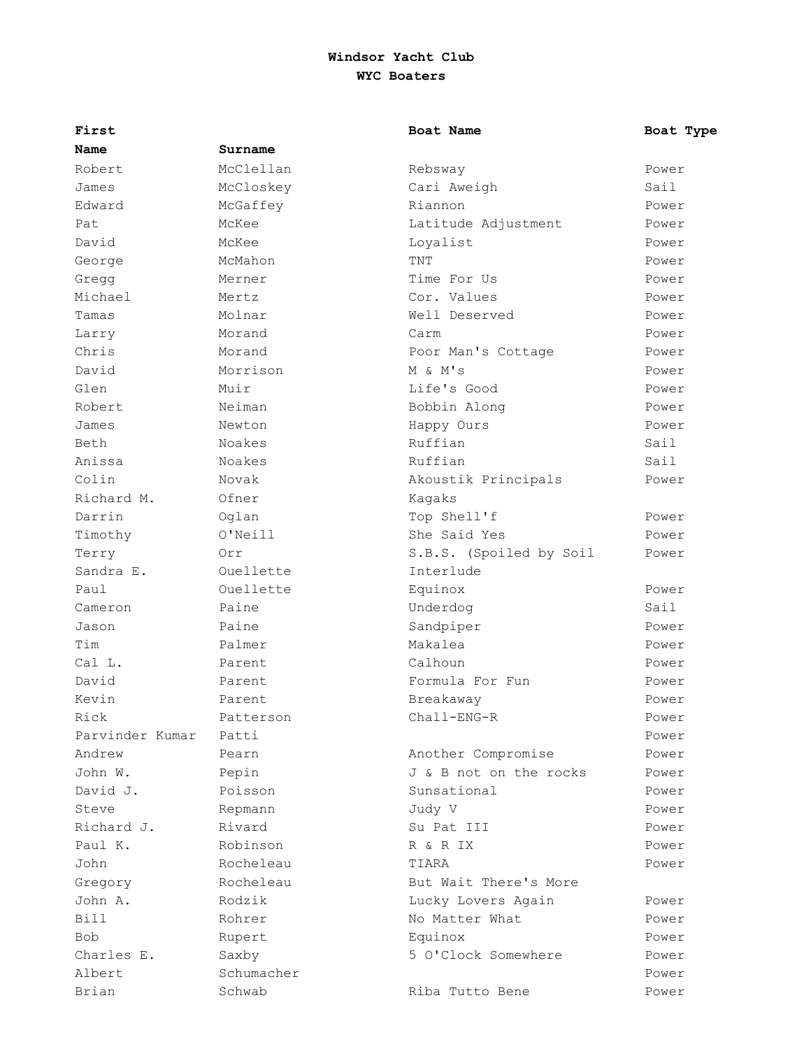**Windsor Yacht Club**
**WYC Boaters**

| First Name | Surname | Boat Name | Boat Type |
|---|---|---|---|
| Robert | McClellan | Rebsway | Power |
| James | McCloskey | Cari Aweigh | Sail |
| Edward | McGaffey | Riannon | Power |
| Pat | McKee | Latitude Adjustment | Power |
| David | McKee | Loyalist | Power |
| George | McMahon | TNT | Power |
| Gregg | Merner | Time For Us | Power |
| Michael | Mertz | Cor. Values | Power |
| Tamas | Molnar | Well Deserved | Power |
| Larry | Morand | Carm | Power |
| Chris | Morand | Poor Man's Cottage | Power |
| David | Morrison | M & M's | Power |
| Glen | Muir | Life's Good | Power |
| Robert | Neiman | Bobbin Along | Power |
| James | Newton | Happy Ours | Power |
| Beth | Noakes | Ruffian | Sail |
| Anissa | Noakes | Ruffian | Sail |
| Colin | Novak | Akoustik Principals | Power |
| Richard M. | Ofner | Kagaks | |
| Darrin | Oglan | Top Shell'f | Power |
| Timothy | O'Neill | She Said Yes | Power |
| Terry | Orr | S.B.S. (Spoiled by Soil | Power |
| Sandra E. | Ouellette | Interlude | |
| Paul | Ouellette | Equinox | Power |
| Cameron | Paine | Underdog | Sail |
| Jason | Paine | Sandpiper | Power |
| Tim | Palmer | Makalea | Power |
| Cal L. | Parent | Calhoun | Power |
| David | Parent | Formula For Fun | Power |
| Kevin | Parent | Breakaway | Power |
| Rick | Patterson | Chall-ENG-R | Power |
| Parvinder Kumar | Patti | | Power |
| Andrew | Pearn | Another Compromise | Power |
| John W. | Pepin | J & B not on the rocks | Power |
| David J. | Poisson | Sunsational | Power |
| Steve | Repmann | Judy V | Power |
| Richard J. | Rivard | Su Pat III | Power |
| Paul K. | Robinson | R & R IX | Power |
| John | Rocheleau | TIARA | Power |
| Gregory | Rocheleau | But Wait There's More | |
| John A. | Rodzik | Lucky Lovers Again | Power |
| Bill | Rohrer | No Matter What | Power |
| Bob | Rupert | Equinox | Power |
| Charles E. | Saxby | 5 O'Clock Somewhere | Power |
| Albert | Schumacher | | Power |
| Brian | Schwab | Riba Tutto Bene | Power |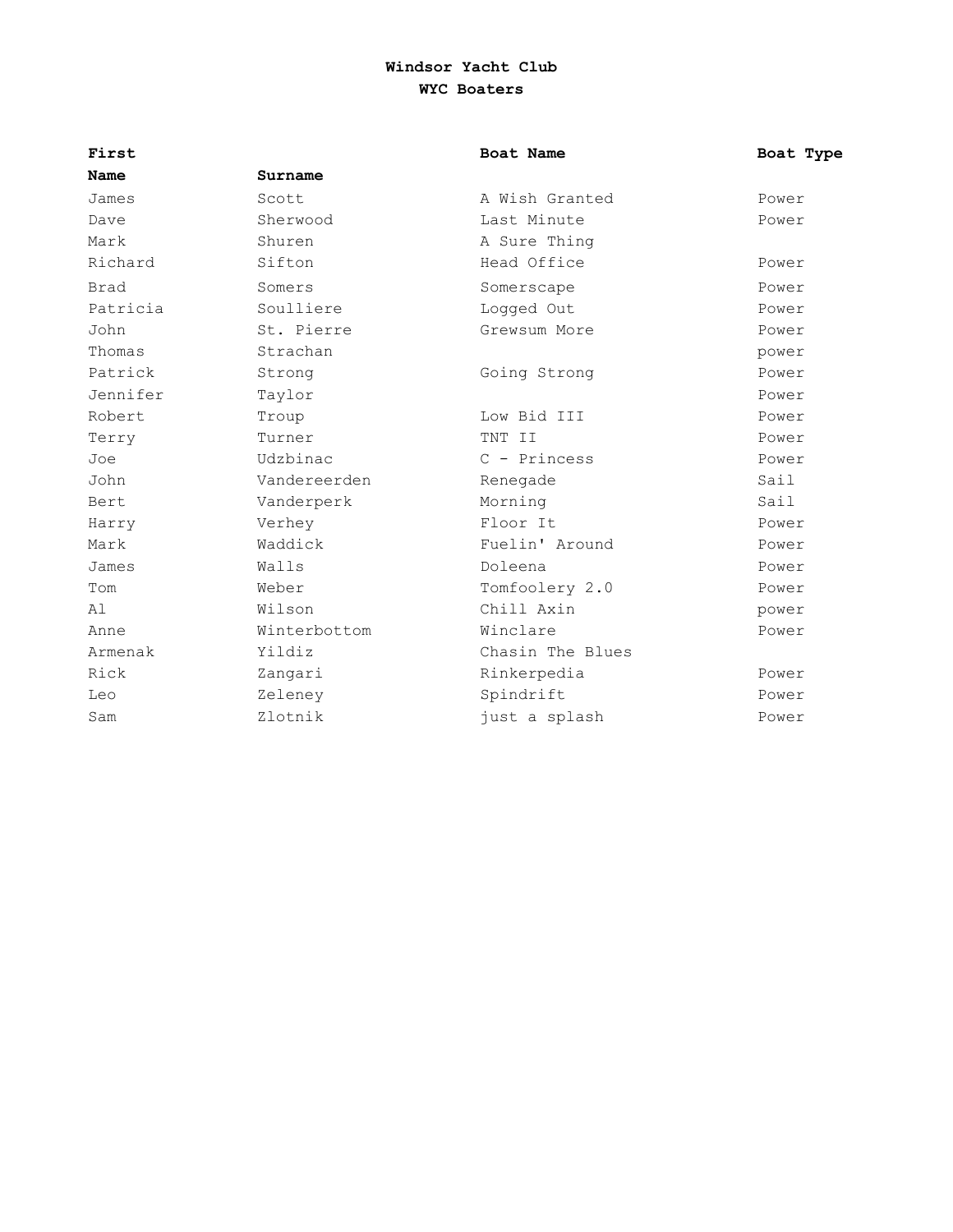**Windsor Yacht Club**
**WYC Boaters**

| First Name | Surname | Boat Name | Boat Type |
|---|---|---|---|
| James | Scott | A Wish Granted | Power |
| Dave | Sherwood | Last Minute | Power |
| Mark | Shuren | A Sure Thing | |
| Richard | Sifton | Head Office | Power |
| Brad | Somers | Somerscape | Power |
| Patricia | Soulliere | Logged Out | Power |
| John | St. Pierre | Grewsum More | Power |
| Thomas | Strachan | | power |
| Patrick | Strong | Going Strong | Power |
| Jennifer | Taylor | | Power |
| Robert | Troup | Low Bid III | Power |
| Terry | Turner | TNT II | Power |
| Joe | Udzbinac | C - Princess | Power |
| John | Vandereerden | Renegade | Sail |
| Bert | Vanderperk | Morning | Sail |
| Harry | Verhey | Floor It | Power |
| Mark | Waddick | Fuelin' Around | Power |
| James | Walls | Doleena | Power |
| Tom | Weber | Tomfoolery 2.0 | Power |
| Al | Wilson | Chill Axin | power |
| Anne | Winterbottom | Winclare | Power |
| Armenak | Yildiz | Chasin The Blues | |
| Rick | Zangari | Rinkerpedia | Power |
| Leo | Zeleney | Spindrift | Power |
| Sam | Zlotnik | just a splash | Power |